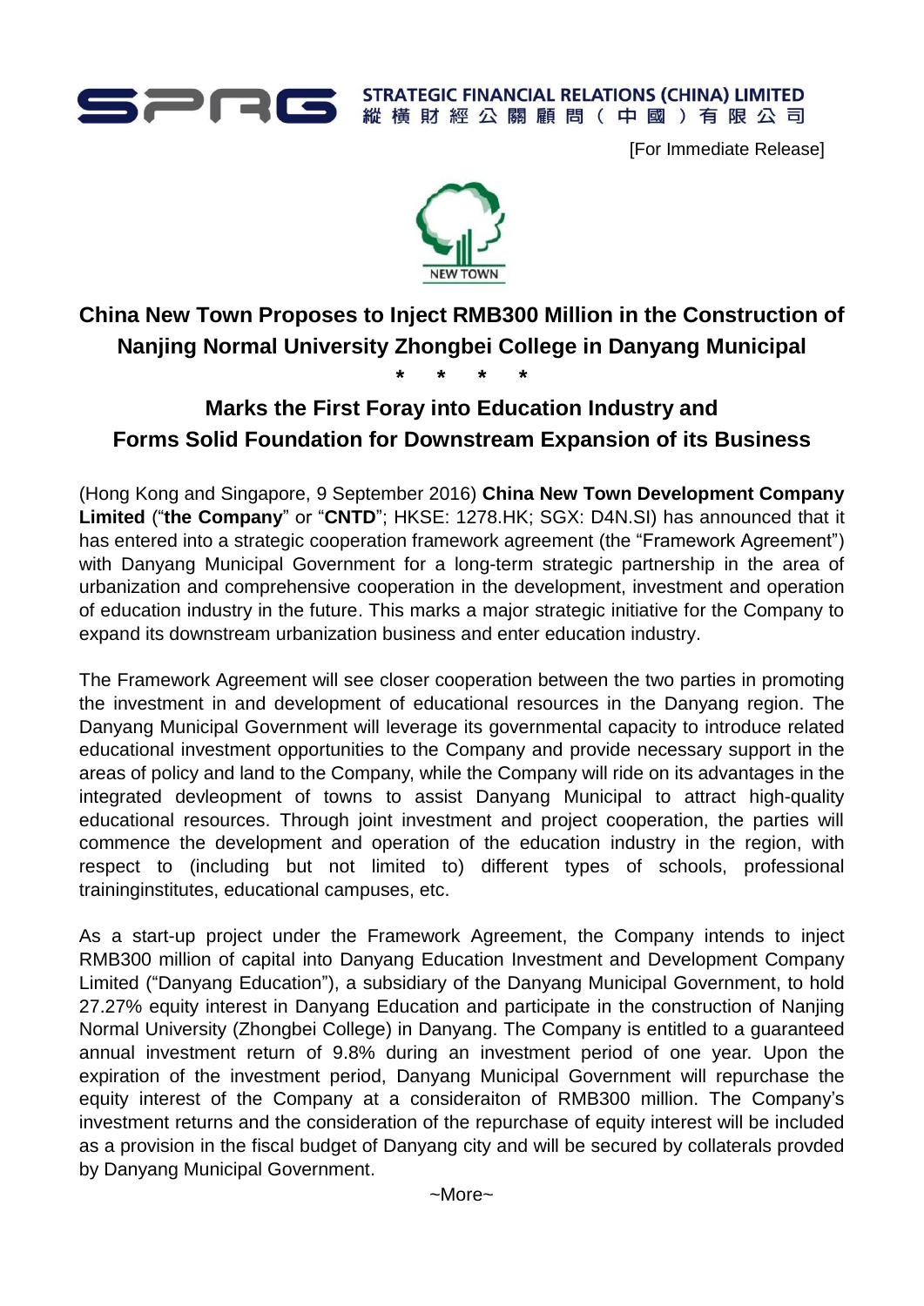STRATEGIC FINANCIAL RELATIONS (CHINA) LIMITED
縱橫財經公關顧問（中國）有限公司

[For Immediate Release]

NEW TOWN

# China New Town Proposes to Inject RMB300 Million in the Construction of Nanjing Normal University Zhongbei College in Danyang Municipal

\* \* \* \*

## Marks the First Foray into Education Industry and Forms Solid Foundation for Downstream Expansion of its Business

(Hong Kong and Singapore, 9 September 2016) **China New Town Development Company Limited** ("**the Company**" or "**CNTD**"; HKSE: 1278.HK; SGX: D4N.SI) has announced that it has entered into a strategic cooperation framework agreement (the "Framework Agreement") with Danyang Municipal Government for a long-term strategic partnership in the area of urbanization and comprehensive cooperation in the development, investment and operation of education industry in the future. This marks a major strategic initiative for the Company to expand its downstream urbanization business and enter education industry.

The Framework Agreement will see closer cooperation between the two parties in promoting the investment in and development of educational resources in the Danyang region. The Danyang Municipal Government will leverage its governmental capacity to introduce related educational investment opportunities to the Company and provide necessary support in the areas of policy and land to the Company, while the Company will ride on its advantages in the integrated devleopment of towns to assist Danyang Municipal to attract high-quality educational resources. Through joint investment and project cooperation, the parties will commence the development and operation of the education industry in the region, with respect to (including but not limited to) different types of schools, professional traininginstitutes, educational campuses, etc.

As a start-up project under the Framework Agreement, the Company intends to inject RMB300 million of capital into Danyang Education Investment and Development Company Limited ("Danyang Education"), a subsidiary of the Danyang Municipal Government, to hold 27.27% equity interest in Danyang Education and participate in the construction of Nanjing Normal University (Zhongbei College) in Danyang. The Company is entitled to a guaranteed annual investment return of 9.8% during an investment period of one year. Upon the expiration of the investment period, Danyang Municipal Government will repurchase the equity interest of the Company at a consideraiton of RMB300 million. The Company's investment returns and the consideration of the repurchase of equity interest will be included as a provision in the fiscal budget of Danyang city and will be secured by collaterals provded by Danyang Municipal Government.

~More~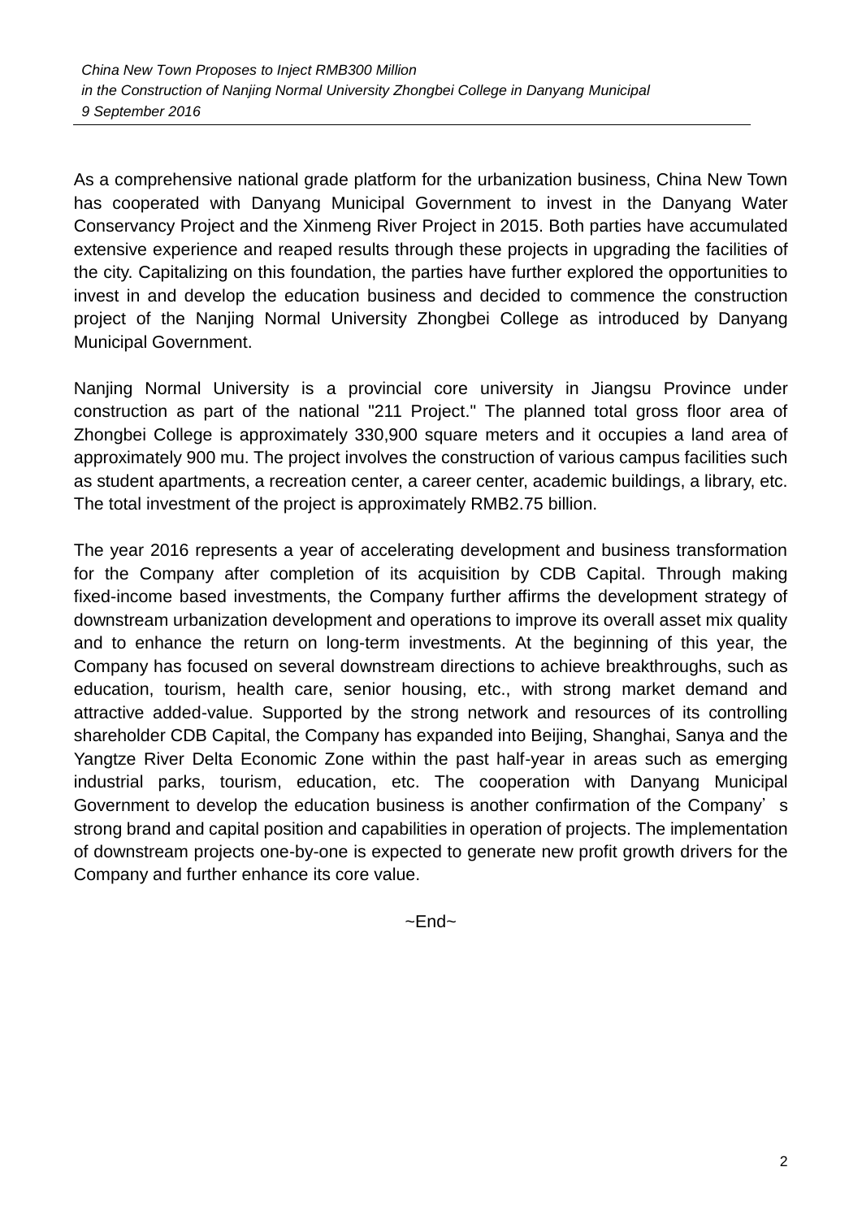As a comprehensive national grade platform for the urbanization business, China New Town has cooperated with Danyang Municipal Government to invest in the Danyang Water Conservancy Project and the Xinmeng River Project in 2015. Both parties have accumulated extensive experience and reaped results through these projects in upgrading the facilities of the city. Capitalizing on this foundation, the parties have further explored the opportunities to invest in and develop the education business and decided to commence the construction project of the Nanjing Normal University Zhongbei College as introduced by Danyang Municipal Government.

Nanjing Normal University is a provincial core university in Jiangsu Province under construction as part of the national "211 Project." The planned total gross floor area of Zhongbei College is approximately 330,900 square meters and it occupies a land area of approximately 900 mu. The project involves the construction of various campus facilities such as student apartments, a recreation center, a career center, academic buildings, a library, etc. The total investment of the project is approximately RMB2.75 billion.

The year 2016 represents a year of accelerating development and business transformation for the Company after completion of its acquisition by CDB Capital. Through making fixed-income based investments, the Company further affirms the development strategy of downstream urbanization development and operations to improve its overall asset mix quality and to enhance the return on long-term investments. At the beginning of this year, the Company has focused on several downstream directions to achieve breakthroughs, such as education, tourism, health care, senior housing, etc., with strong market demand and attractive added-value. Supported by the strong network and resources of its controlling shareholder CDB Capital, the Company has expanded into Beijing, Shanghai, Sanya and the Yangtze River Delta Economic Zone within the past half-year in areas such as emerging industrial parks, tourism, education, etc. The cooperation with Danyang Municipal Government to develop the education business is another confirmation of the Company's strong brand and capital position and capabilities in operation of projects. The implementation of downstream projects one-by-one is expected to generate new profit growth drivers for the Company and further enhance its core value.

~End~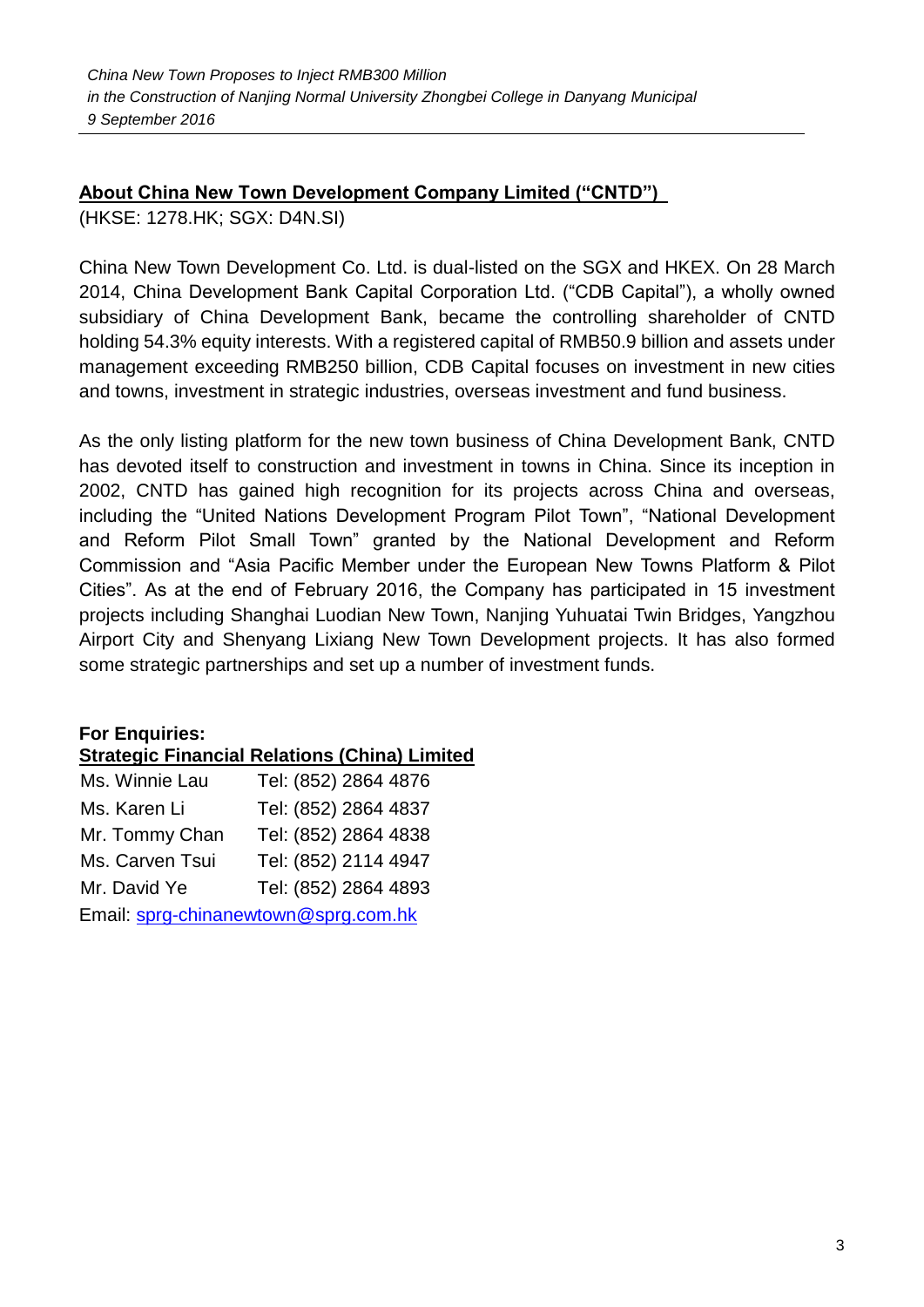## About China New Town Development Company Limited ("CNTD")

(HKSE: 1278.HK; SGX: D4N.SI)

China New Town Development Co. Ltd. is dual-listed on the SGX and HKEX. On 28 March 2014, China Development Bank Capital Corporation Ltd. ("CDB Capital"), a wholly owned subsidiary of China Development Bank, became the controlling shareholder of CNTD holding 54.3% equity interests. With a registered capital of RMB50.9 billion and assets under management exceeding RMB250 billion, CDB Capital focuses on investment in new cities and towns, investment in strategic industries, overseas investment and fund business.

As the only listing platform for the new town business of China Development Bank, CNTD has devoted itself to construction and investment in towns in China. Since its inception in 2002, CNTD has gained high recognition for its projects across China and overseas, including the "United Nations Development Program Pilot Town", "National Development and Reform Pilot Small Town" granted by the National Development and Reform Commission and "Asia Pacific Member under the European New Towns Platform & Pilot Cities". As at the end of February 2016, the Company has participated in 15 investment projects including Shanghai Luodian New Town, Nanjing Yuhuatai Twin Bridges, Yangzhou Airport City and Shenyang Lixiang New Town Development projects. It has also formed some strategic partnerships and set up a number of investment funds.

**For Enquiries:**

**Strategic Financial Relations (China) Limited**

| | |
|---|---|
| Ms. Winnie Lau | Tel: (852) 2864 4876 |
| Ms. Karen Li | Tel: (852) 2864 4837 |
| Mr. Tommy Chan | Tel: (852) 2864 4838 |
| Ms. Carven Tsui | Tel: (852) 2114 4947 |
| Mr. David Ye | Tel: (852) 2864 4893 |

Email: sprg-chinanewtown@sprg.com.hk